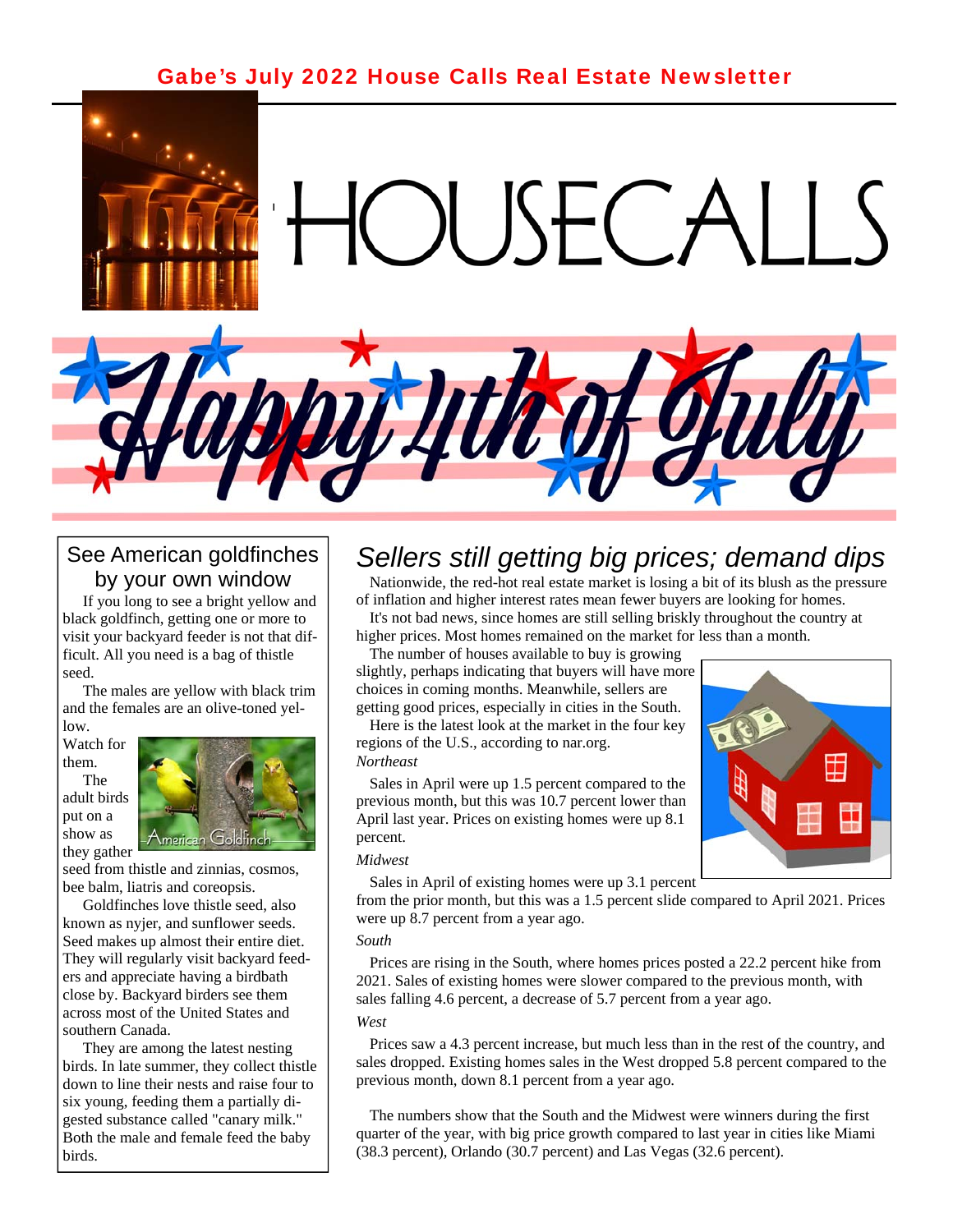# Gabe's July 2022 House Calls Real Estate Newsletter

# HOUSECALLS

Happy 4th of July

## See American goldfinches by your own window

If you long to see a bright yellow and black goldfinch, getting one or more to visit your backyard feeder is not that difficult. All you need is a bag of thistle seed.

The males are yellow with black trim and the females are an olive-toned yellow.

Watch for them.

The adult birds put on a show as they gather seed from thistle and zinnias, cosmos, bee balm, liatris and coreopsis.

American Goldfinch

Goldfinches love thistle seed, also known as nyjer, and sunflower seeds. Seed makes up almost their entire diet. They will regularly visit backyard feeders and appreciate having a birdbath close by. Backyard birders see them across most of the United States and southern Canada.

They are among the latest nesting birds. In late summer, they collect thistle down to line their nests and raise four to six young, feeding them a partially digested substance called "canary milk." Both the male and female feed the baby birds.

## *Sellers still getting big prices; demand dips*

Nationwide, the red-hot real estate market is losing a bit of its blush as the pressure of inflation and higher interest rates mean fewer buyers are looking for homes.

It's not bad news, since homes are still selling briskly throughout the country at higher prices. Most homes remained on the market for less than a month.

The number of houses available to buy is growing slightly, perhaps indicating that buyers will have more choices in coming months. Meanwhile, sellers are getting good prices, especially in cities in the South.

Here is the latest look at the market in the four key regions of the U.S., according to nar.org.

*Northeast*

Sales in April were up 1.5 percent compared to the previous month, but this was 10.7 percent lower than April last year. Prices on existing homes were up 8.1 percent.

*Midwest*

Sales in April of existing homes were up 3.1 percent from the prior month, but this was a 1.5 percent slide compared to April 2021. Prices were up 8.7 percent from a year ago.

*South*

Prices are rising in the South, where homes prices posted a 22.2 percent hike from 2021. Sales of existing homes were slower compared to the previous month, with sales falling 4.6 percent, a decrease of 5.7 percent from a year ago.

*West*

Prices saw a 4.3 percent increase, but much less than in the rest of the country, and sales dropped. Existing homes sales in the West dropped 5.8 percent compared to the previous month, down 8.1 percent from a year ago.

The numbers show that the South and the Midwest were winners during the first quarter of the year, with big price growth compared to last year in cities like Miami (38.3 percent), Orlando (30.7 percent) and Las Vegas (32.6 percent).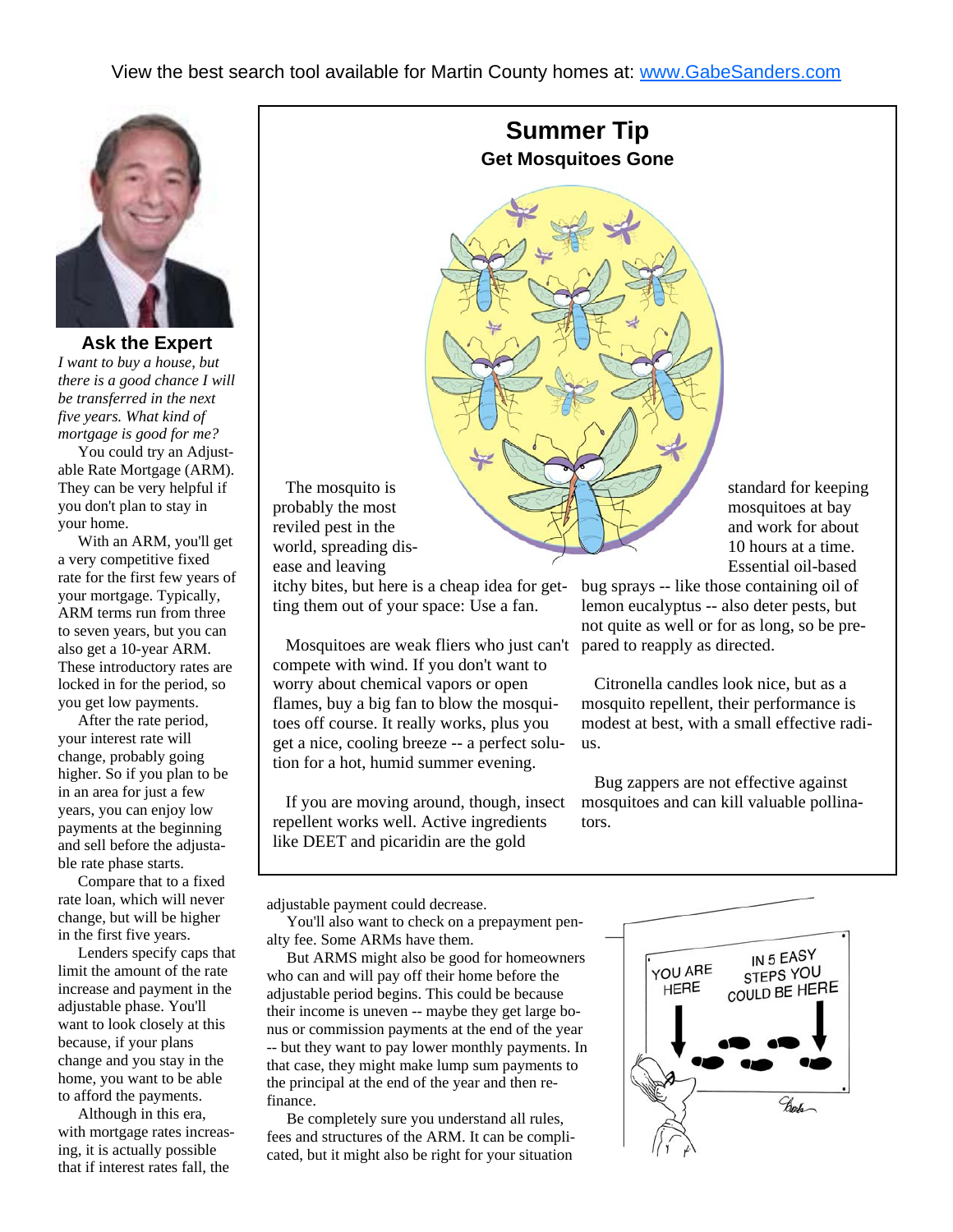View the best search tool available for Martin County homes at: [www.GabeSanders.com](http://www.GabeSanders.com)

## Ask the Expert

*I want to buy a house, but there is a good chance I will be transferred in the next five years. What kind of mortgage is good for me?*

You could try an Adjustable Rate Mortgage (ARM). They can be very helpful if you don't plan to stay in your home.

With an ARM, you'll get a very competitive fixed rate for the first few years of your mortgage. Typically, ARM terms run from three to seven years, but you can also get a 10-year ARM. These introductory rates are locked in for the period, so you get low payments.

After the rate period, your interest rate will change, probably going higher. So if you plan to be in an area for just a few years, you can enjoy low payments at the beginning and sell before the adjustable rate phase starts.

Compare that to a fixed rate loan, which will never change, but will be higher in the first five years.

Lenders specify caps that limit the amount of the rate increase and payment in the adjustable phase. You'll want to look closely at this because, if your plans change and you stay in the home, you want to be able to afford the payments.

Although in this era, with mortgage rates increasing, it is actually possible that if interest rates fall, the adjustable payment could decrease.

You'll also want to check on a prepayment penalty fee. Some ARMs have them.

But ARMS might also be good for homeowners who can and will pay off their home before the adjustable period begins. This could be because their income is uneven -- maybe they get large bonus or commission payments at the end of the year -- but they want to pay lower monthly payments. In that case, they might make lump sum payments to the principal at the end of the year and then refinance.

Be completely sure you understand all rules, fees and structures of the ARM. It can be complicated, but it might also be right for your situation

## Summer Tip

### Get Mosquitoes Gone

The mosquito is probably the most reviled pest in the world, spreading disease and leaving itchy bites, but here is a cheap idea for getting them out of your space: Use a fan.

Mosquitoes are weak fliers who just can't compete with wind. If you don't want to worry about chemical vapors or open flames, buy a big fan to blow the mosquitoes off course. It really works, plus you get a nice, cooling breeze -- a perfect solution for a hot, humid summer evening.

If you are moving around, though, insect repellent works well. Active ingredients like DEET and picaridin are the gold standard for keeping mosquitoes at bay and work for about 10 hours at a time. Essential oil-based bug sprays -- like those containing oil of lemon eucalyptus -- also deter pests, but not quite as well or for as long, so be prepared to reapply as directed.

Citronella candles look nice, but as a mosquito repellent, their performance is modest at best, with a small effective radius.

Bug zappers are not effective against mosquitoes and can kill valuable pollinators.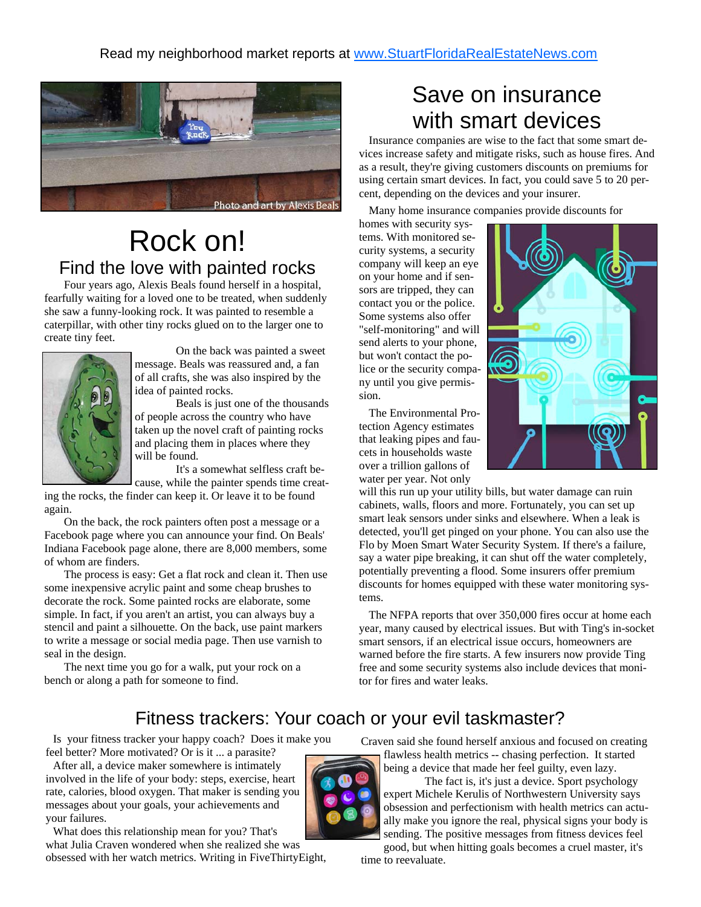Read my neighborhood market reports at [www.StuartFloridaRealEstateNews.com](http://www.StuartFloridaRealEstateNews.com)

Photo and art by Alexis Beals

# Rock on!

## Find the love with painted rocks

Four years ago, Alexis Beals found herself in a hospital, fearfully waiting for a loved one to be treated, when suddenly she saw a funny-looking rock. It was painted to resemble a caterpillar, with other tiny rocks glued on to the larger one to create tiny feet.

On the back was painted a sweet message. Beals was reassured and, a fan of all crafts, she was also inspired by the idea of painted rocks.

Beals is just one of the thousands of people across the country who have taken up the novel craft of painting rocks and placing them in places where they will be found.

It's a somewhat selfless craft because, while the painter spends time creating the rocks, the finder can keep it. Or leave it to be found again.

On the back, the rock painters often post a message or a Facebook page where you can announce your find. On Beals' Indiana Facebook page alone, there are 8,000 members, some of whom are finders.

The process is easy: Get a flat rock and clean it. Then use some inexpensive acrylic paint and some cheap brushes to decorate the rock. Some painted rocks are elaborate, some simple. In fact, if you aren't an artist, you can always buy a stencil and paint a silhouette. On the back, use paint markers to write a message or social media page. Then use varnish to seal in the design.

The next time you go for a walk, put your rock on a bench or along a path for someone to find.

# Save on insurance with smart devices

Insurance companies are wise to the fact that some smart devices increase safety and mitigate risks, such as house fires. And as a result, they're giving customers discounts on premiums for using certain smart devices. In fact, you could save 5 to 20 percent, depending on the devices and your insurer.

Many home insurance companies provide discounts for homes with security systems. With monitored security systems, a security company will keep an eye on your home and if sensors are tripped, they can contact you or the police. Some systems also offer "self-monitoring" and will send alerts to your phone, but won't contact the police or the security company until you give permission.

The Environmental Protection Agency estimates that leaking pipes and faucets in households waste over a trillion gallons of water per year. Not only will this run up your utility bills, but water damage can ruin cabinets, walls, floors and more. Fortunately, you can set up smart leak sensors under sinks and elsewhere. When a leak is detected, you'll get pinged on your phone. You can also use the Flo by Moen Smart Water Security System. If there's a failure, say a water pipe breaking, it can shut off the water completely, potentially preventing a flood. Some insurers offer premium discounts for homes equipped with these water monitoring systems.

The NFPA reports that over 350,000 fires occur at home each year, many caused by electrical issues. But with Ting's in-socket smart sensors, if an electrical issue occurs, homeowners are warned before the fire starts. A few insurers now provide Ting free and some security systems also include devices that monitor for fires and water leaks.

## Fitness trackers: Your coach or your evil taskmaster?

Is your fitness tracker your happy coach? Does it make you feel better? More motivated? Or is it ... a parasite?

After all, a device maker somewhere is intimately involved in the life of your body: steps, exercise, heart rate, calories, blood oxygen. That maker is sending you messages about your goals, your achievements and your failures.

What does this relationship mean for you? That's what Julia Craven wondered when she realized she was obsessed with her watch metrics. Writing in FiveThirtyEight, Craven said she found herself anxious and focused on creating flawless health metrics -- chasing perfection. It started being a device that made her feel guilty, even lazy.

The fact is, it's just a device. Sport psychology expert Michele Kerulis of Northwestern University says obsession and perfectionism with health metrics can actually make you ignore the real, physical signs your body is sending. The positive messages from fitness devices feel good, but when hitting goals becomes a cruel master, it's time to reevaluate.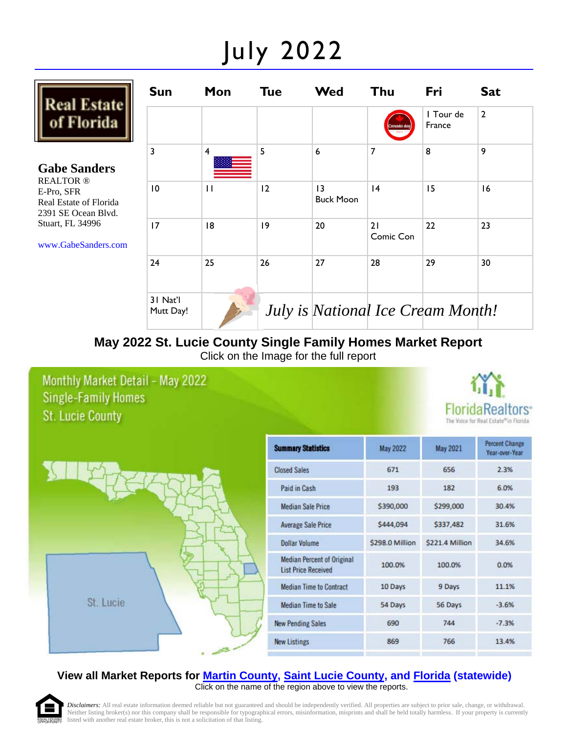# July 2022

**Real Estate of Florida**

**Gabe Sanders**
REALTOR ®
E-Pro, SFR
Real Estate of Florida
2391 SE Ocean Blvd.
Stuart, FL 34996

www.GabeSanders.com

| Sun | Mon | Tue | Wed | Thu | Fri | Sat |
|---|---|---|---|---|---|---|
| | | | | Canada day | 1 Tour de France | 2 |
| 3 | 4 | 5 | 6 | 7 | 8 | 9 |
| 10 | 11 | 12 | 13 Buck Moon | 14 | 15 | 16 |
| 17 | 18 | 19 | 20 | 21 Comic Con | 22 | 23 |
| 24 | 25 | 26 | 27 | 28 | 29 | 30 |
| 31 Nat'l Mutt Day! | | | | | | |

*July is National Ice Cream Month!*

## May 2022 St. Lucie County Single Family Homes Market Report

Click on the Image for the full report

Monthly Market Detail - May 2022
Single-Family Homes
St. Lucie County

FloridaRealtors®
The Voice for Real Estate® in Florida

| Summary Statistics | May 2022 | May 2021 | Percent Change Year-over-Year |
|---|---|---|---|
| Closed Sales | 671 | 656 | 2.3% |
| Paid in Cash | 193 | 182 | 6.0% |
| Median Sale Price | $390,000 | $299,000 | 30.4% |
| Average Sale Price | $444,094 | $337,482 | 31.6% |
| Dollar Volume | $298.0 Million | $221.4 Million | 34.6% |
| Median Percent of Original List Price Received | 100.0% | 100.0% | 0.0% |
| Median Time to Contract | 10 Days | 9 Days | 11.1% |
| Median Time to Sale | 54 Days | 56 Days | -3.6% |
| New Pending Sales | 690 | 744 | -7.3% |
| New Listings | 869 | 766 | 13.4% |

St. Lucie

**View all Market Reports for Martin County, Saint Lucie County, and Florida (statewide)**

Click on the name of the region above to view the reports.

*Disclaimers:* All real estate information deemed reliable but not guaranteed and should be independently verified. All properties are subject to prior sale, change, or withdrawal. Neither listing broker(s) nor this company shall be responsible for typographical errors, misinformation, misprints and shall be held totally harmless. If your property is currently listed with another real estate broker, this is not a solicitation of that listing.